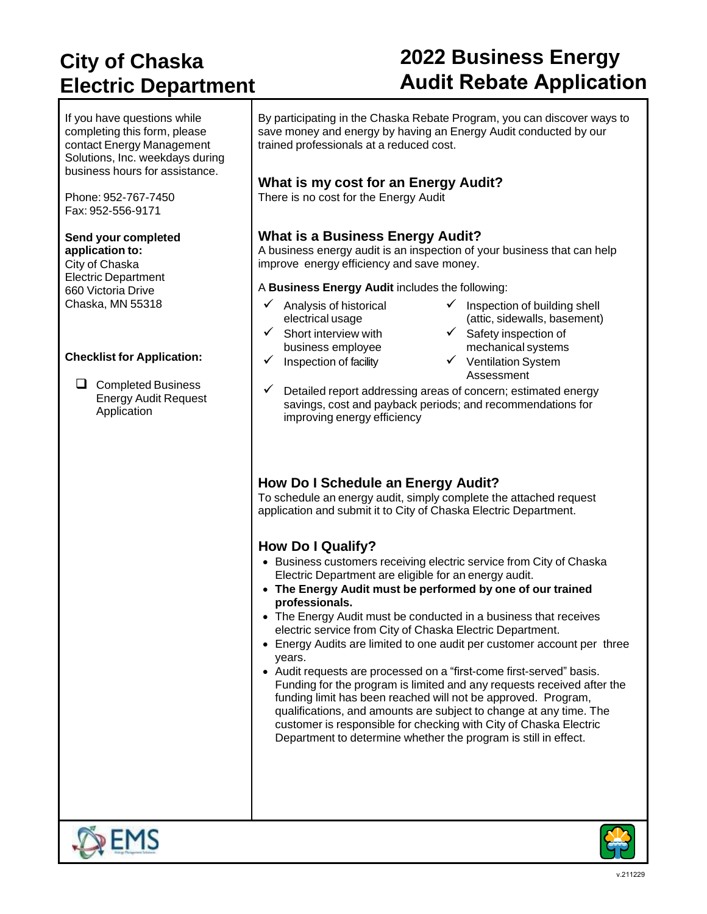# City of Chaska Electric Department

# 2022 Business Energy Audit Rebate Application

If you have questions while completing this form, please contact Energy Management Solutions, Inc. weekdays during business hours for assistance.

Phone: 952-767-7450
Fax: 952-556-9171

**Send your completed application to:**
City of Chaska
Electric Department
660 Victoria Drive
Chaska, MN 55318

**Checklist for Application:**

- ☐ Completed Business Energy Audit Request Application

By participating in the Chaska Rebate Program, you can discover ways to save money and energy by having an Energy Audit conducted by our trained professionals at a reduced cost.

## What is my cost for an Energy Audit?

There is no cost for the Energy Audit

## What is a Business Energy Audit?

A business energy audit is an inspection of your business that can help improve energy efficiency and save money.

A **Business Energy Audit** includes the following:

- ✓ Analysis of historical electrical usage
- ✓ Short interview with business employee
- ✓ Inspection of facility
- ✓ Inspection of building shell (attic, sidewalls, basement)
- ✓ Safety inspection of mechanical systems
- ✓ Ventilation System Assessment
- ✓ Detailed report addressing areas of concern; estimated energy savings, cost and payback periods; and recommendations for improving energy efficiency

## How Do I Schedule an Energy Audit?

To schedule an energy audit, simply complete the attached request application and submit it to City of Chaska Electric Department.

## How Do I Qualify?

- Business customers receiving electric service from City of Chaska Electric Department are eligible for an energy audit.
- **The Energy Audit must be performed by one of our trained professionals.**
- The Energy Audit must be conducted in a business that receives electric service from City of Chaska Electric Department.
- Energy Audits are limited to one audit per customer account per three years.
- Audit requests are processed on a "first-come first-served" basis. Funding for the program is limited and any requests received after the funding limit has been reached will not be approved. Program, qualifications, and amounts are subject to change at any time. The customer is responsible for checking with City of Chaska Electric Department to determine whether the program is still in effect.

v.211229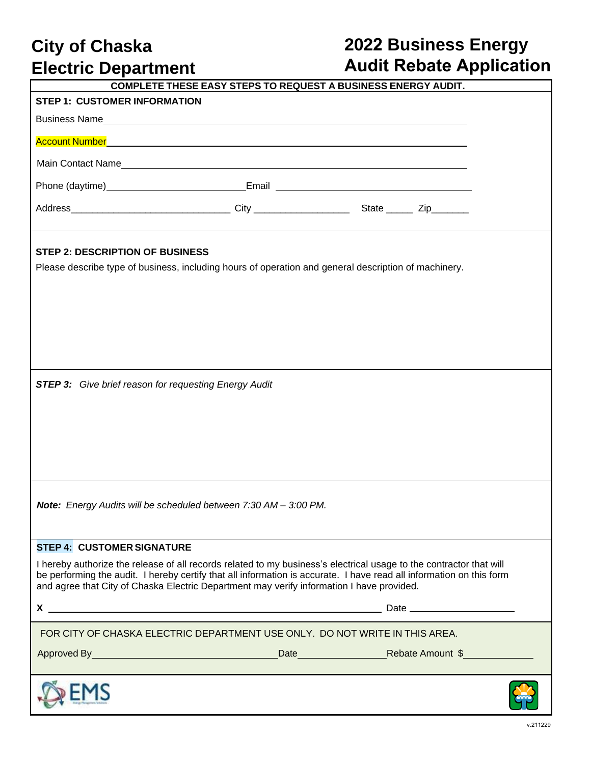# City of Chaska Electric Department

# 2022 Business Energy Audit Rebate Application

**COMPLETE THESE EASY STEPS TO REQUEST A BUSINESS ENERGY AUDIT.**

**STEP 1: CUSTOMER INFORMATION**

Business Name\_\_\_\_\_\_\_\_\_\_\_\_\_\_\_\_\_\_\_\_\_\_\_\_\_\_\_\_\_\_\_\_\_\_\_\_\_\_\_\_\_\_\_\_\_\_\_\_\_\_\_\_\_\_\_\_\_\_\_\_

Account Number\_\_\_\_\_\_\_\_\_\_\_\_\_\_\_\_\_\_\_\_\_\_\_\_\_\_\_\_\_\_\_\_\_\_\_\_\_\_\_\_\_\_\_\_\_\_\_\_\_\_\_\_\_\_\_\_\_\_

Main Contact Name\_\_\_\_\_\_\_\_\_\_\_\_\_\_\_\_\_\_\_\_\_\_\_\_\_\_\_\_\_\_\_\_\_\_\_\_\_\_\_\_\_\_\_\_\_\_\_\_\_\_\_\_\_\_\_

Phone (daytime)\_\_\_\_\_\_\_\_\_\_\_\_\_\_\_\_\_\_\_\_\_\_\_\_Email \_\_\_\_\_\_\_\_\_\_\_\_\_\_\_\_\_\_\_\_\_\_\_\_\_\_\_\_\_\_\_\_\_\_\_

Address\_\_\_\_\_\_\_\_\_\_\_\_\_\_\_\_\_\_\_\_\_\_\_\_\_\_\_\_\_\_ City \_\_\_\_\_\_\_\_\_\_\_\_\_\_\_\_\_\_ State \_\_\_\_\_ Zip\_\_\_\_\_\_\_

**STEP 2: DESCRIPTION OF BUSINESS**

Please describe type of business, including hours of operation and general description of machinery.

***STEP 3:*** *Give brief reason for requesting Energy Audit*

***Note:*** *Energy Audits will be scheduled between 7:30 AM – 3:00 PM.*

**STEP 4: CUSTOMER SIGNATURE**

I hereby authorize the release of all records related to my business's electrical usage to the contractor that will be performing the audit. I hereby certify that all information is accurate. I have read all information on this form and agree that City of Chaska Electric Department may verify information I have provided.

**X** \_\_\_\_\_\_\_\_\_\_\_\_\_\_\_\_\_\_\_\_\_\_\_\_\_\_\_\_\_\_\_\_\_\_\_\_\_\_\_\_\_\_\_\_\_\_\_\_\_\_\_\_\_\_\_\_\_ Date \_\_\_\_\_\_\_\_\_\_\_\_\_\_\_\_\_\_\_\_

FOR CITY OF CHASKA ELECTRIC DEPARTMENT USE ONLY. DO NOT WRITE IN THIS AREA.

Approved By\_\_\_\_\_\_\_\_\_\_\_\_\_\_\_\_\_\_\_\_\_\_\_\_\_\_\_\_\_\_\_\_\_\_\_\_Date\_\_\_\_\_\_\_\_\_\_\_\_\_\_\_\_\_Rebate Amount $\_\_\_\_\_\_\_\_\_\_\_\_\_

EMS

v.211229